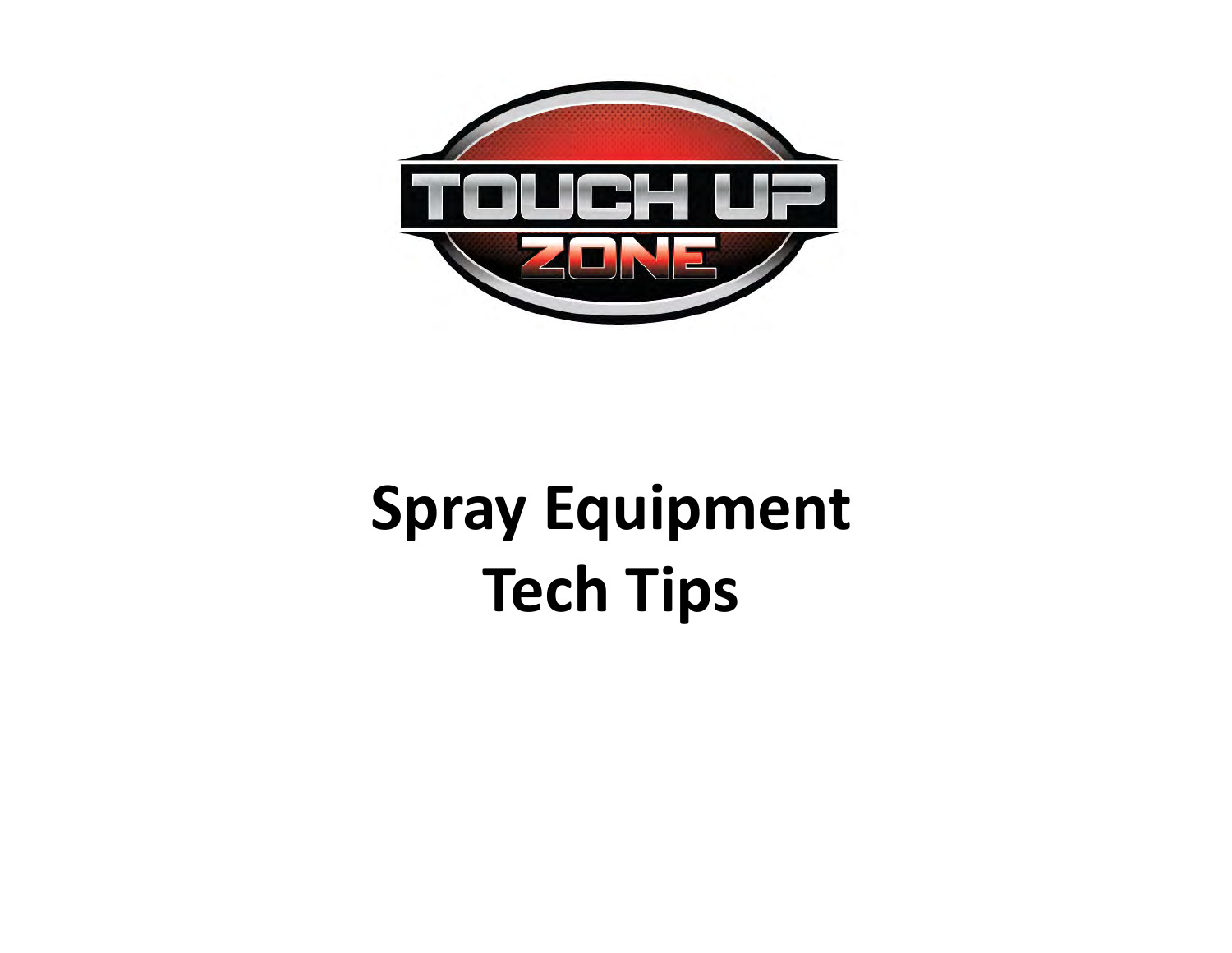TOUCH UP ZONE

# Spray Equipment Tech Tips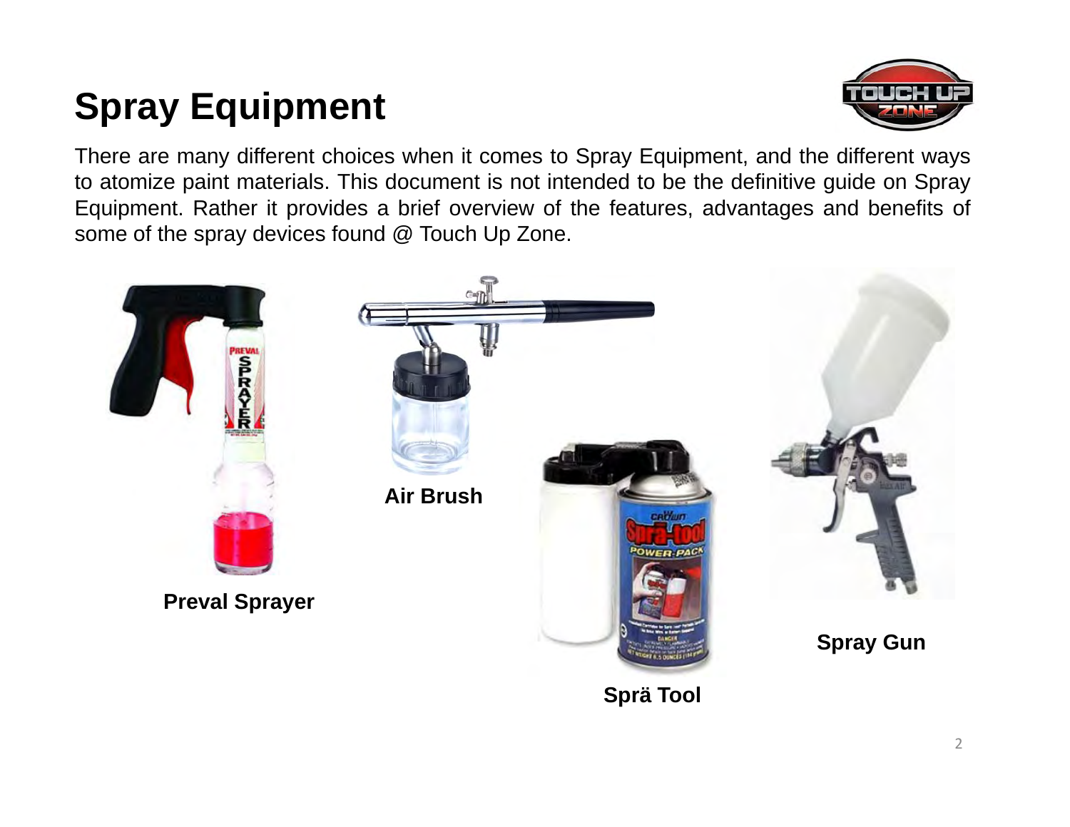# Spray Equipment

There are many different choices when it comes to Spray Equipment, and the different ways to atomize paint materials. This document is not intended to be the definitive guide on Spray Equipment. Rather it provides a brief overview of the features, advantages and benefits of some of the spray devices found @ Touch Up Zone.

**Preval Sprayer**

**Air Brush**

**Sprä Tool**

**Spray Gun**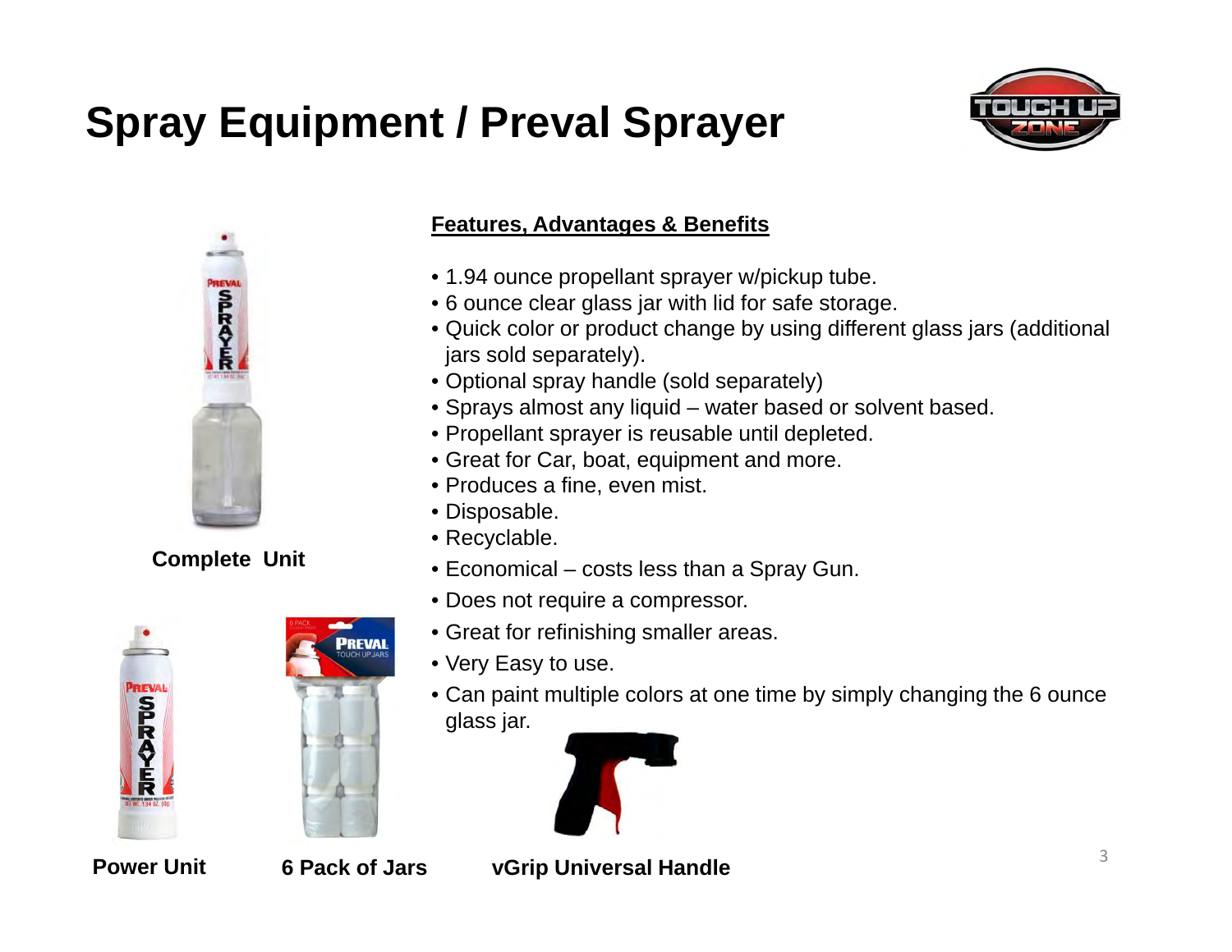# Spray Equipment / Preval Sprayer

Complete Unit

**Features, Advantages & Benefits**

- 1.94 ounce propellant sprayer w/pickup tube.
- 6 ounce clear glass jar with lid for safe storage.
- Quick color or product change by using different glass jars (additional jars sold separately).
- Optional spray handle (sold separately)
- Sprays almost any liquid – water based or solvent based.
- Propellant sprayer is reusable until depleted.
- Great for Car, boat, equipment and more.
- Produces a fine, even mist.
- Disposable.
- Recyclable.
- Economical – costs less than a Spray Gun.
- Does not require a compressor.
- Great for refinishing smaller areas.
- Very Easy to use.
- Can paint multiple colors at one time by simply changing the 6 ounce glass jar.

Power Unit

6 Pack of Jars

vGrip Universal Handle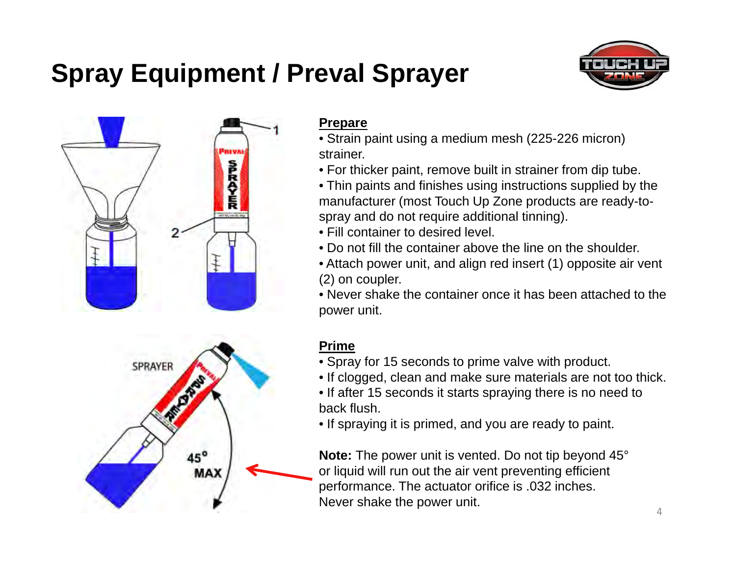# Spray Equipment / Preval Sprayer

## Prepare

- Strain paint using a medium mesh (225-226 micron) strainer.
- For thicker paint, remove built in strainer from dip tube.
- Thin paints and finishes using instructions supplied by the manufacturer (most Touch Up Zone products are ready-to-spray and do not require additional tinning).
- Fill container to desired level.
- Do not fill the container above the line on the shoulder.
- Attach power unit, and align red insert (1) opposite air vent (2) on coupler.
- Never shake the container once it has been attached to the power unit.

## Prime

- Spray for 15 seconds to prime valve with product.
- If clogged, clean and make sure materials are not too thick.
- If after 15 seconds it starts spraying there is no need to back flush.
- If spraying it is primed, and you are ready to paint.

**Note:** The power unit is vented. Do not tip beyond 45° or liquid will run out the air vent preventing efficient performance. The actuator orifice is .032 inches. Never shake the power unit.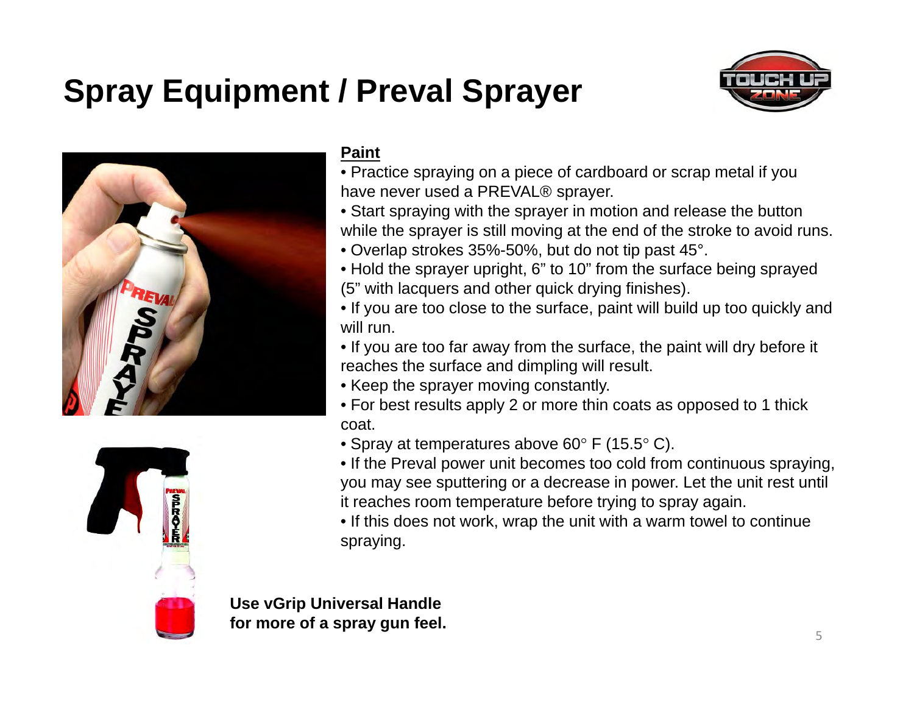# Spray Equipment / Preval Sprayer

**Paint**

- Practice spraying on a piece of cardboard or scrap metal if you have never used a PREVAL® sprayer.
- Start spraying with the sprayer in motion and release the button while the sprayer is still moving at the end of the stroke to avoid runs.
- Overlap strokes 35%-50%, but do not tip past 45°.
- Hold the sprayer upright, 6" to 10" from the surface being sprayed (5" with lacquers and other quick drying finishes).
- If you are too close to the surface, paint will build up too quickly and will run.
- If you are too far away from the surface, the paint will dry before it reaches the surface and dimpling will result.
- Keep the sprayer moving constantly.
- For best results apply 2 or more thin coats as opposed to 1 thick coat.
- Spray at temperatures above 60° F (15.5° C).
- If the Preval power unit becomes too cold from continuous spraying, you may see sputtering or a decrease in power. Let the unit rest until it reaches room temperature before trying to spray again.
- If this does not work, wrap the unit with a warm towel to continue spraying.

**Use vGrip Universal Handle for more of a spray gun feel.**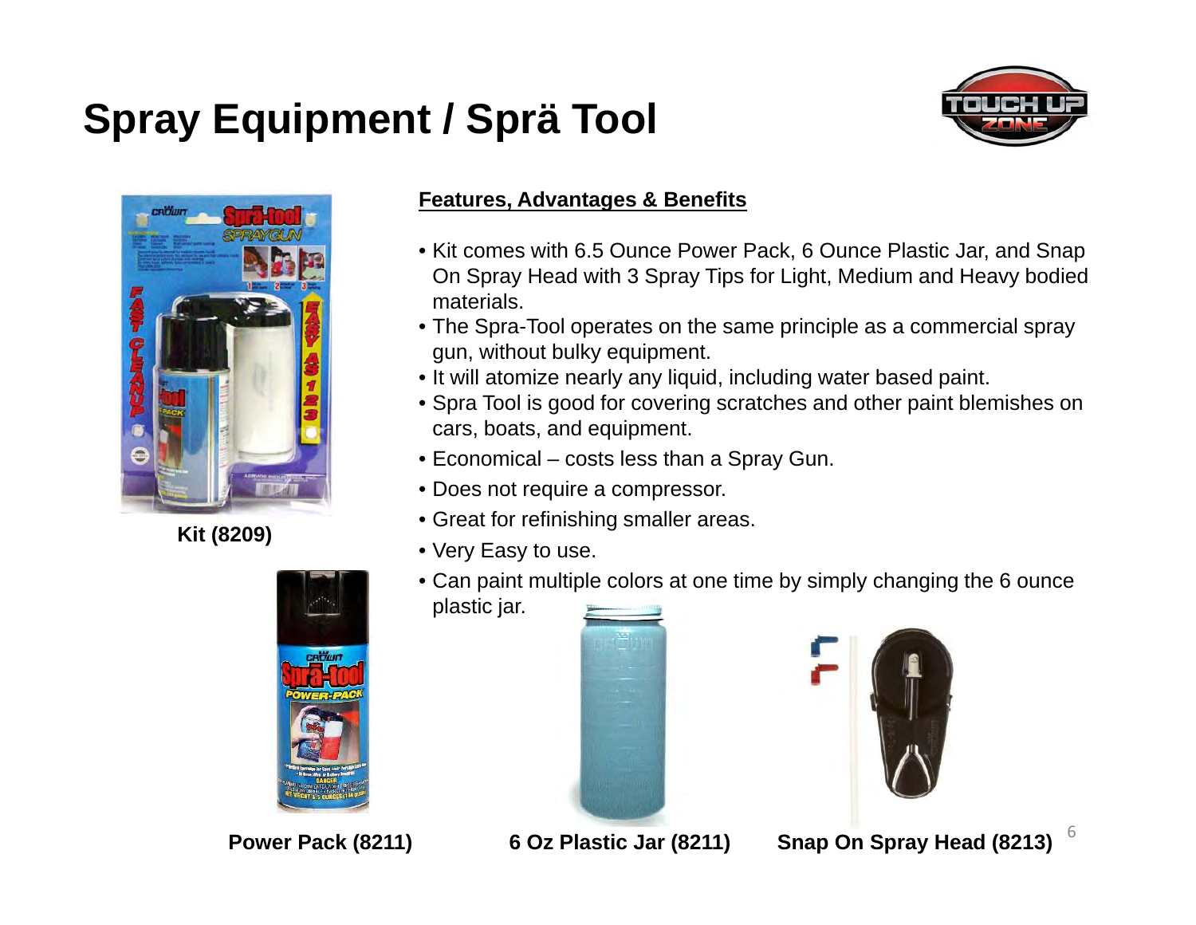# Spray Equipment / Sprä Tool

Kit (8209)

**Features, Advantages & Benefits**

- Kit comes with 6.5 Ounce Power Pack, 6 Ounce Plastic Jar, and Snap On Spray Head with 3 Spray Tips for Light, Medium and Heavy bodied materials.
- The Spra-Tool operates on the same principle as a commercial spray gun, without bulky equipment.
- It will atomize nearly any liquid, including water based paint.
- Spra Tool is good for covering scratches and other paint blemishes on cars, boats, and equipment.
- Economical – costs less than a Spray Gun.
- Does not require a compressor.
- Great for refinishing smaller areas.
- Very Easy to use.
- Can paint multiple colors at one time by simply changing the 6 ounce plastic jar.

Power Pack (8211)

6 Oz Plastic Jar (8211)

Snap On Spray Head (8213)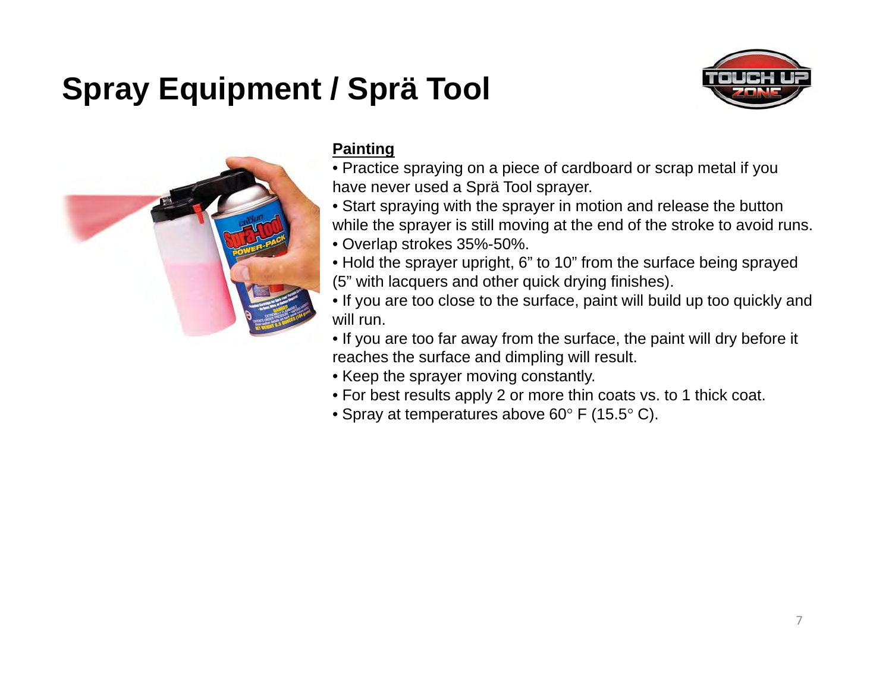# Spray Equipment / Sprä Tool

**Painting**

- Practice spraying on a piece of cardboard or scrap metal if you have never used a Sprä Tool sprayer.
- Start spraying with the sprayer in motion and release the button while the sprayer is still moving at the end of the stroke to avoid runs.
- Overlap strokes 35%-50%.
- Hold the sprayer upright, 6" to 10" from the surface being sprayed (5" with lacquers and other quick drying finishes).
- If you are too close to the surface, paint will build up too quickly and will run.
- If you are too far away from the surface, the paint will dry before it reaches the surface and dimpling will result.
- Keep the sprayer moving constantly.
- For best results apply 2 or more thin coats vs. to 1 thick coat.
- Spray at temperatures above 60° F (15.5° C).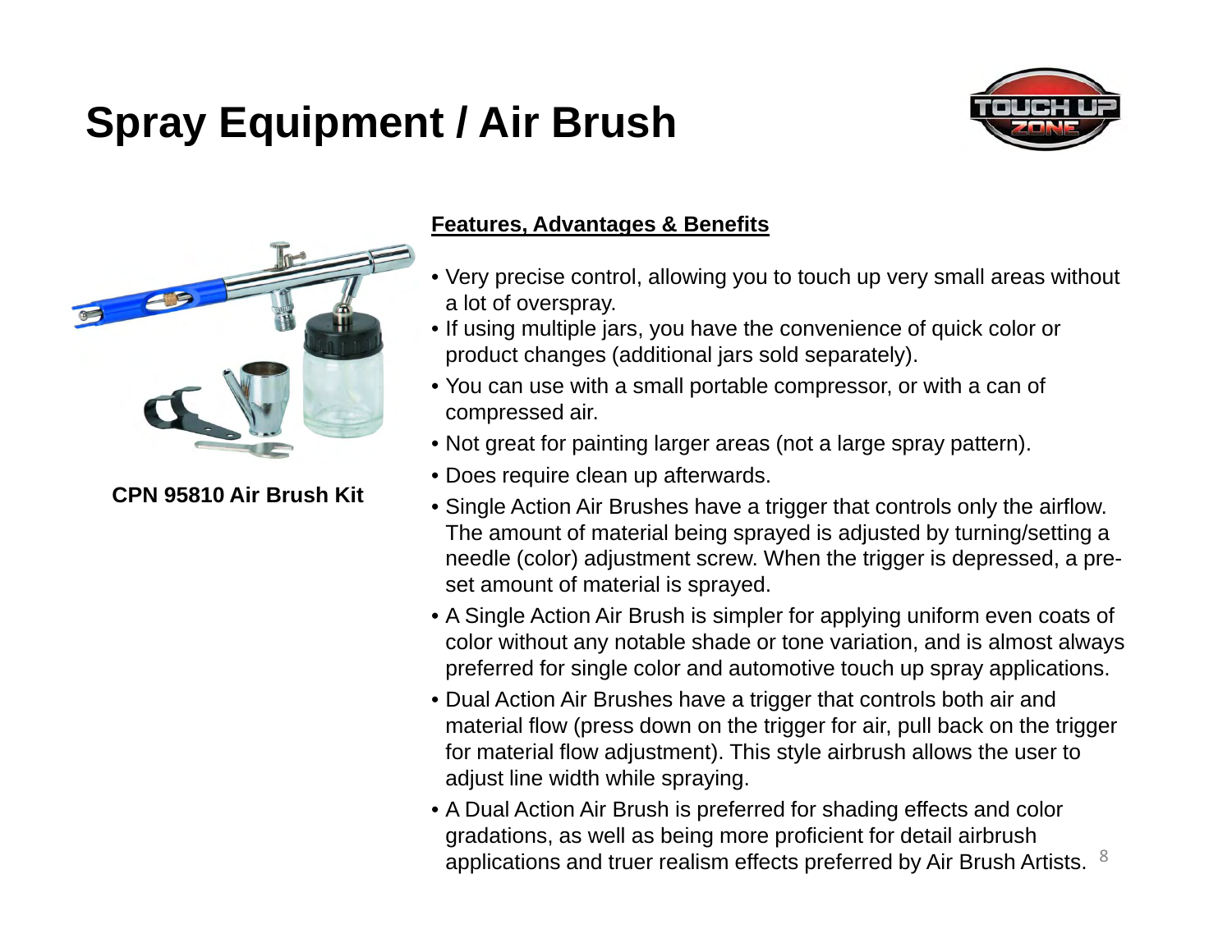# Spray Equipment / Air Brush

**CPN 95810 Air Brush Kit**

**Features, Advantages & Benefits**

- Very precise control, allowing you to touch up very small areas without a lot of overspray.
- If using multiple jars, you have the convenience of quick color or product changes (additional jars sold separately).
- You can use with a small portable compressor, or with a can of compressed air.
- Not great for painting larger areas (not a large spray pattern).
- Does require clean up afterwards.
- Single Action Air Brushes have a trigger that controls only the airflow. The amount of material being sprayed is adjusted by turning/setting a needle (color) adjustment screw. When the trigger is depressed, a pre-set amount of material is sprayed.
- A Single Action Air Brush is simpler for applying uniform even coats of color without any notable shade or tone variation, and is almost always preferred for single color and automotive touch up spray applications.
- Dual Action Air Brushes have a trigger that controls both air and material flow (press down on the trigger for air, pull back on the trigger for material flow adjustment). This style airbrush allows the user to adjust line width while spraying.
- A Dual Action Air Brush is preferred for shading effects and color gradations, as well as being more proficient for detail airbrush applications and truer realism effects preferred by Air Brush Artists.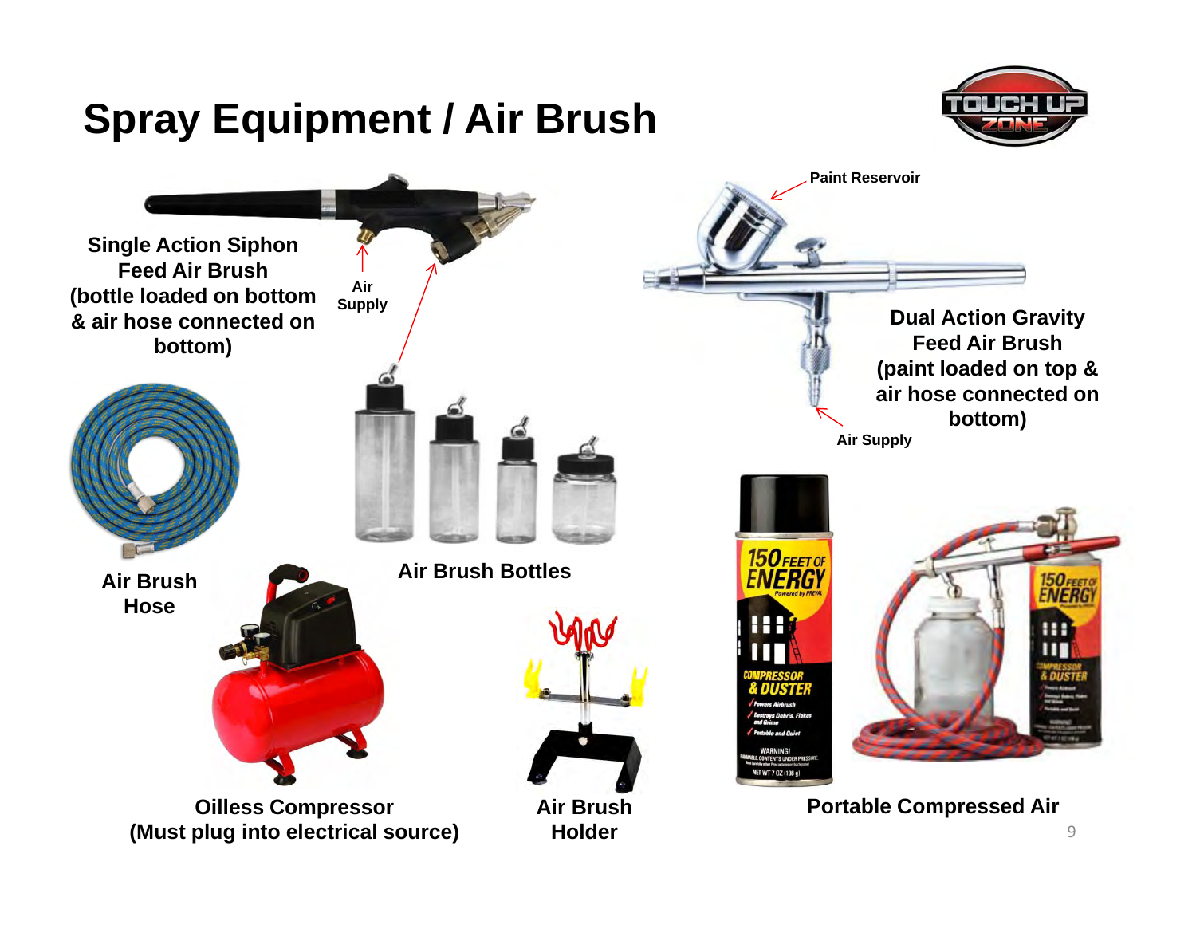# Spray Equipment / Air Brush

**Single Action Siphon Feed Air Brush (bottle loaded on bottom & air hose connected on bottom)**

Air Supply

Paint Reservoir

**Dual Action Gravity Feed Air Brush (paint loaded on top & air hose connected on bottom)**

Air Supply

**Air Brush Hose**

**Air Brush Bottles**

**Oilless Compressor (Must plug into electrical source)**

**Air Brush Holder**

**Portable Compressed Air**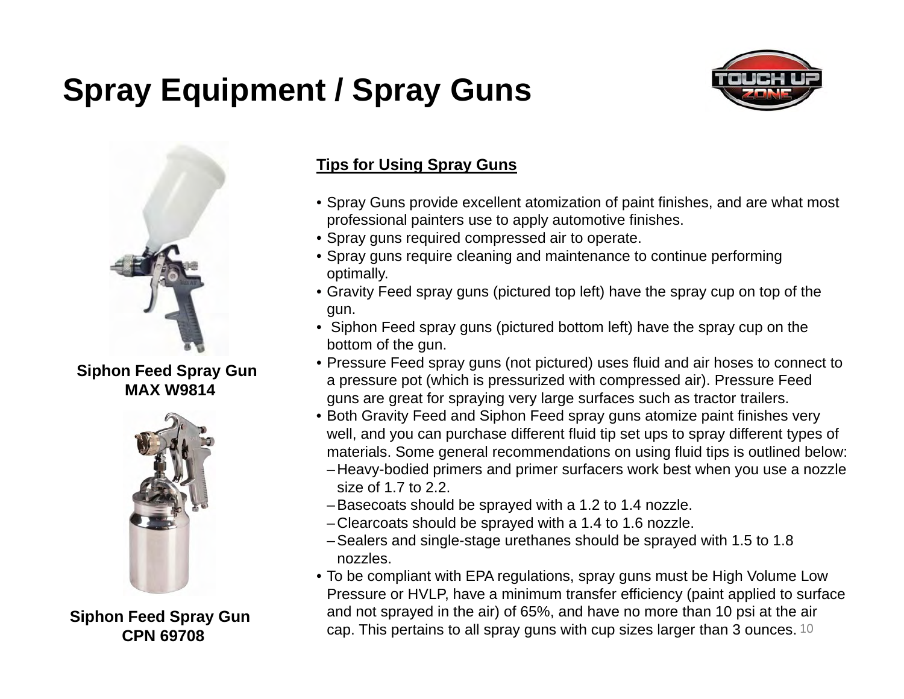# Spray Equipment / Spray Guns

Siphon Feed Spray Gun
MAX W9814

Siphon Feed Spray Gun
CPN 69708

**Tips for Using Spray Guns**

- Spray Guns provide excellent atomization of paint finishes, and are what most professional painters use to apply automotive finishes.
- Spray guns required compressed air to operate.
- Spray guns require cleaning and maintenance to continue performing optimally.
- Gravity Feed spray guns (pictured top left) have the spray cup on top of the gun.
- Siphon Feed spray guns (pictured bottom left) have the spray cup on the bottom of the gun.
- Pressure Feed spray guns (not pictured) uses fluid and air hoses to connect to a pressure pot (which is pressurized with compressed air). Pressure Feed guns are great for spraying very large surfaces such as tractor trailers.
- Both Gravity Feed and Siphon Feed spray guns atomize paint finishes very well, and you can purchase different fluid tip set ups to spray different types of materials. Some general recommendations on using fluid tips is outlined below:
  - Heavy-bodied primers and primer surfacers work best when you use a nozzle size of 1.7 to 2.2.
  - Basecoats should be sprayed with a 1.2 to 1.4 nozzle.
  - Clearcoats should be sprayed with a 1.4 to 1.6 nozzle.
  - Sealers and single-stage urethanes should be sprayed with 1.5 to 1.8 nozzles.
- To be compliant with EPA regulations, spray guns must be High Volume Low Pressure or HVLP, have a minimum transfer efficiency (paint applied to surface and not sprayed in the air) of 65%, and have no more than 10 psi at the air cap. This pertains to all spray guns with cup sizes larger than 3 ounces.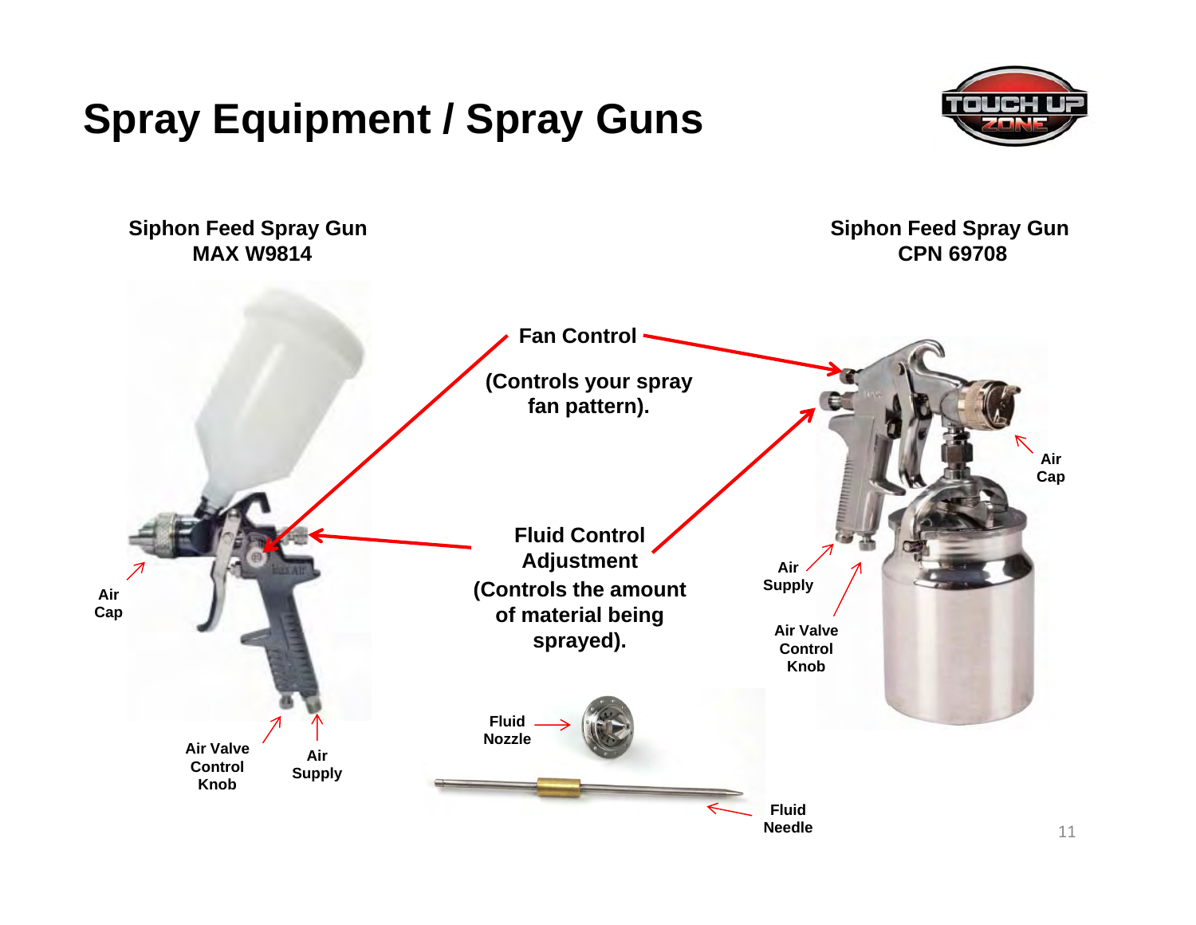# Spray Equipment / Spray Guns

**Siphon Feed Spray Gun**
**MAX W9814**

**Siphon Feed Spray Gun**
**CPN 69708**

**Fan Control**

**(Controls your spray fan pattern).**

**Fluid Control Adjustment**
**(Controls the amount of material being sprayed).**

**Air Cap**

**Air Valve Control Knob**

**Air Supply**

**Fluid Nozzle**

**Fluid Needle**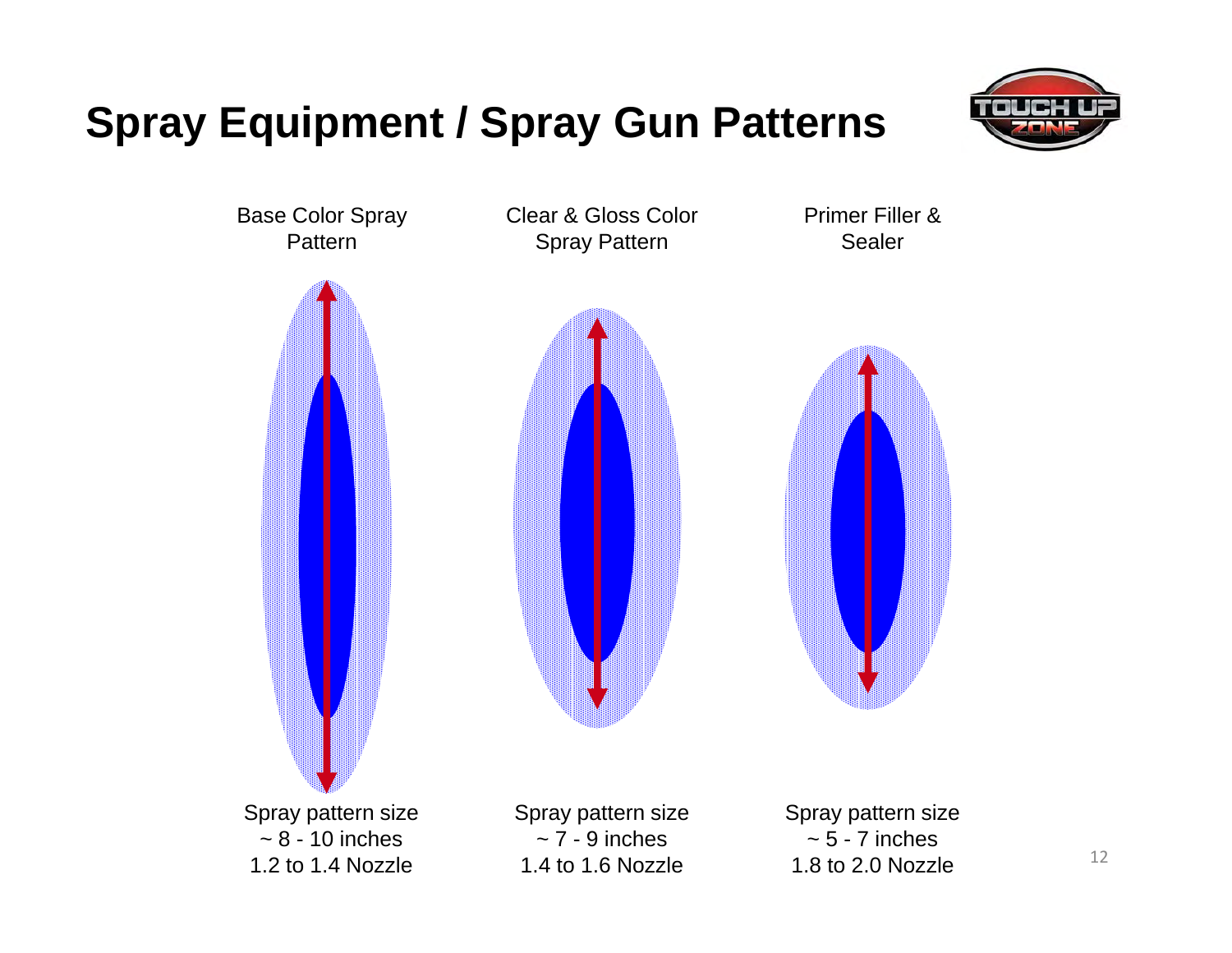# Spray Equipment / Spray Gun Patterns

| Base Color Spray Pattern | Clear & Gloss Color Spray Pattern | Primer Filler & Sealer |
| --- | --- | --- |
| Spray pattern size ~ 8 - 10 inches 1.2 to 1.4 Nozzle | Spray pattern size ~ 7 - 9 inches 1.4 to 1.6 Nozzle | Spray pattern size ~ 5 - 7 inches 1.8 to 2.0 Nozzle |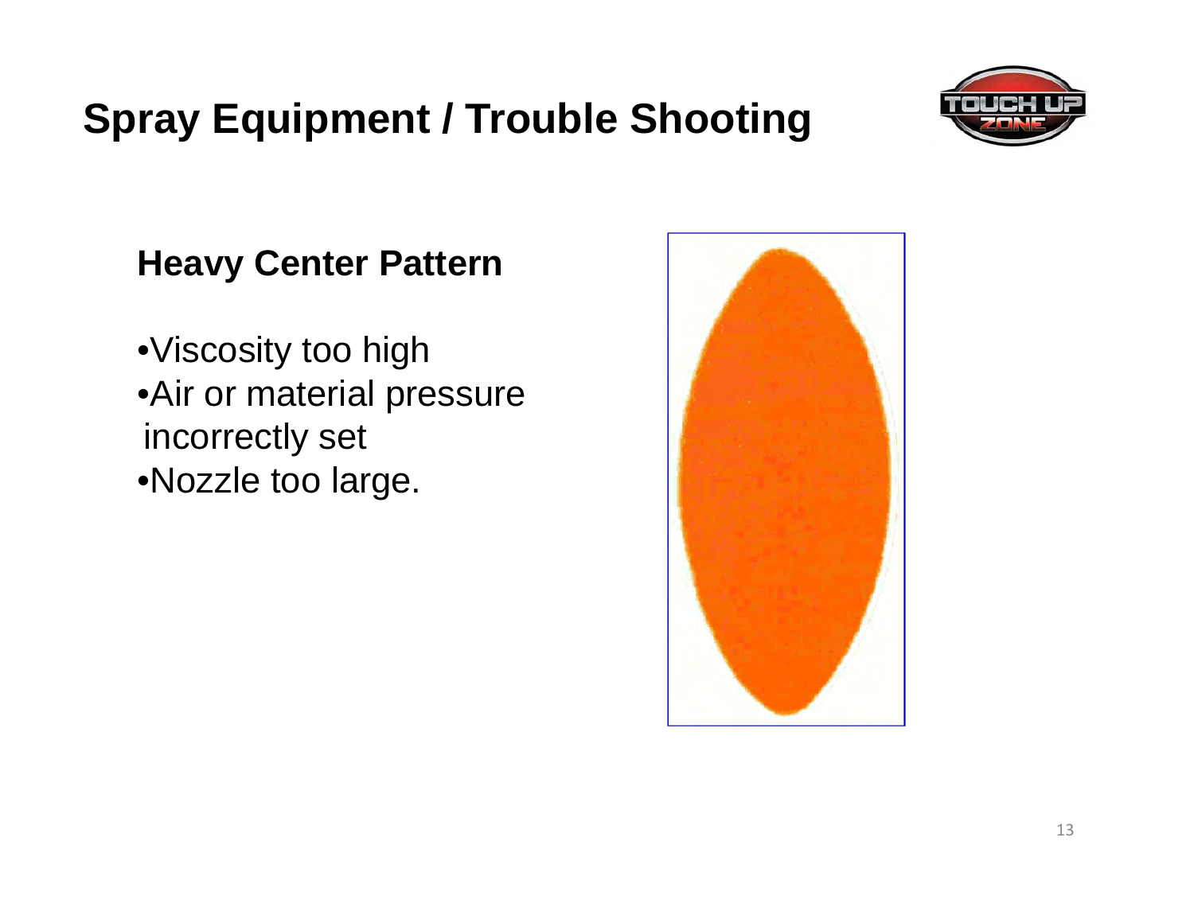# Spray Equipment / Trouble Shooting

## Heavy Center Pattern

- Viscosity too high
- Air or material pressure incorrectly set
- Nozzle too large.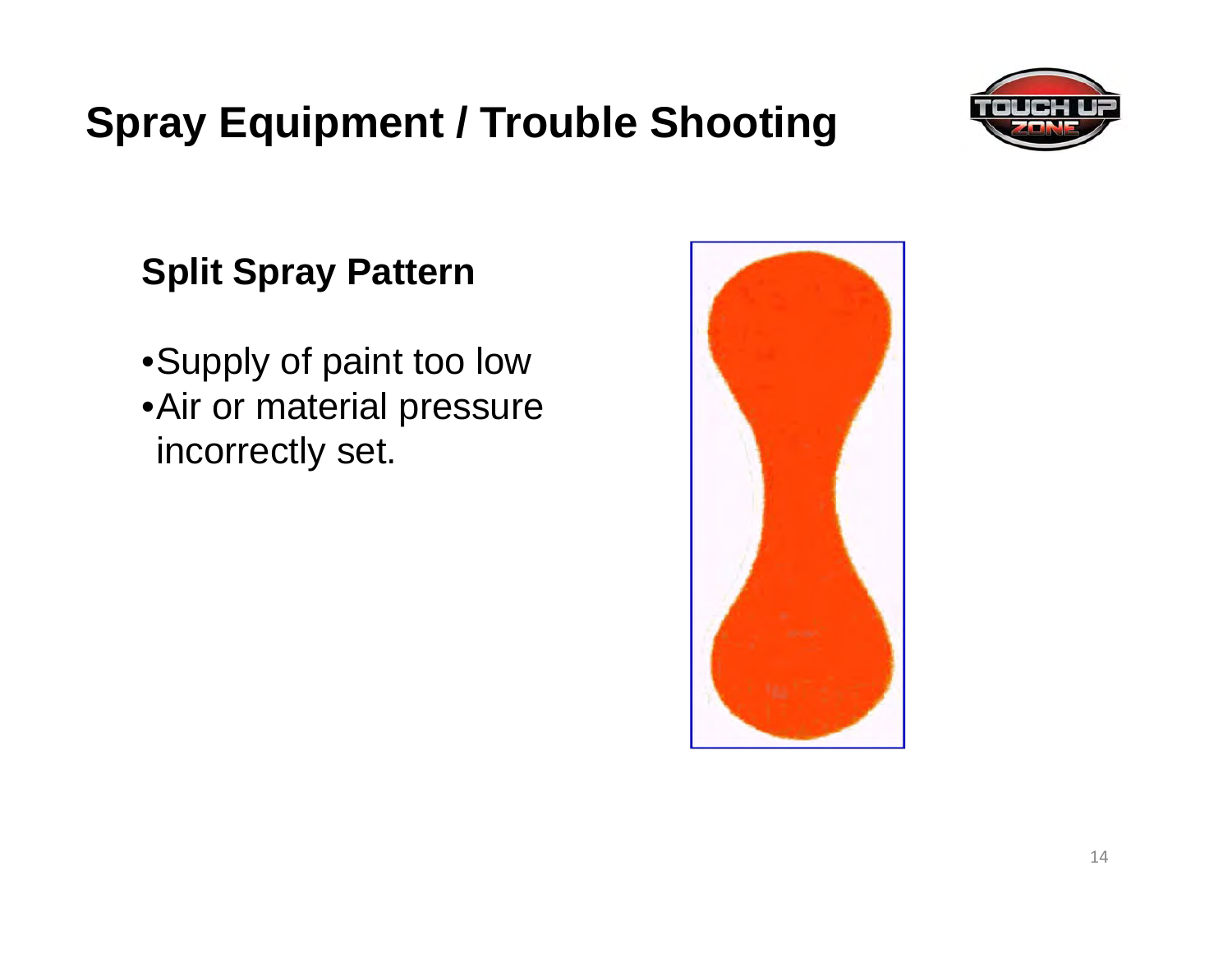# Spray Equipment / Trouble Shooting

## Split Spray Pattern

- Supply of paint too low
- Air or material pressure incorrectly set.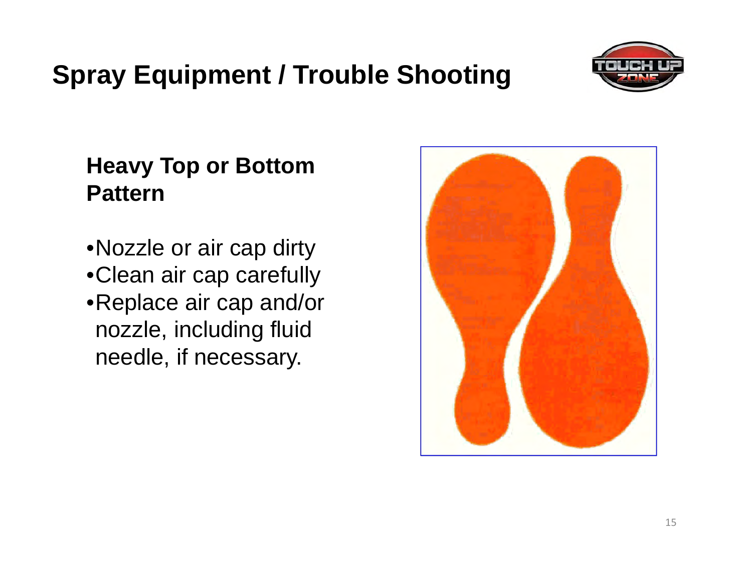# Spray Equipment / Trouble Shooting

## Heavy Top or Bottom Pattern

- Nozzle or air cap dirty
- Clean air cap carefully
- Replace air cap and/or nozzle, including fluid needle, if necessary.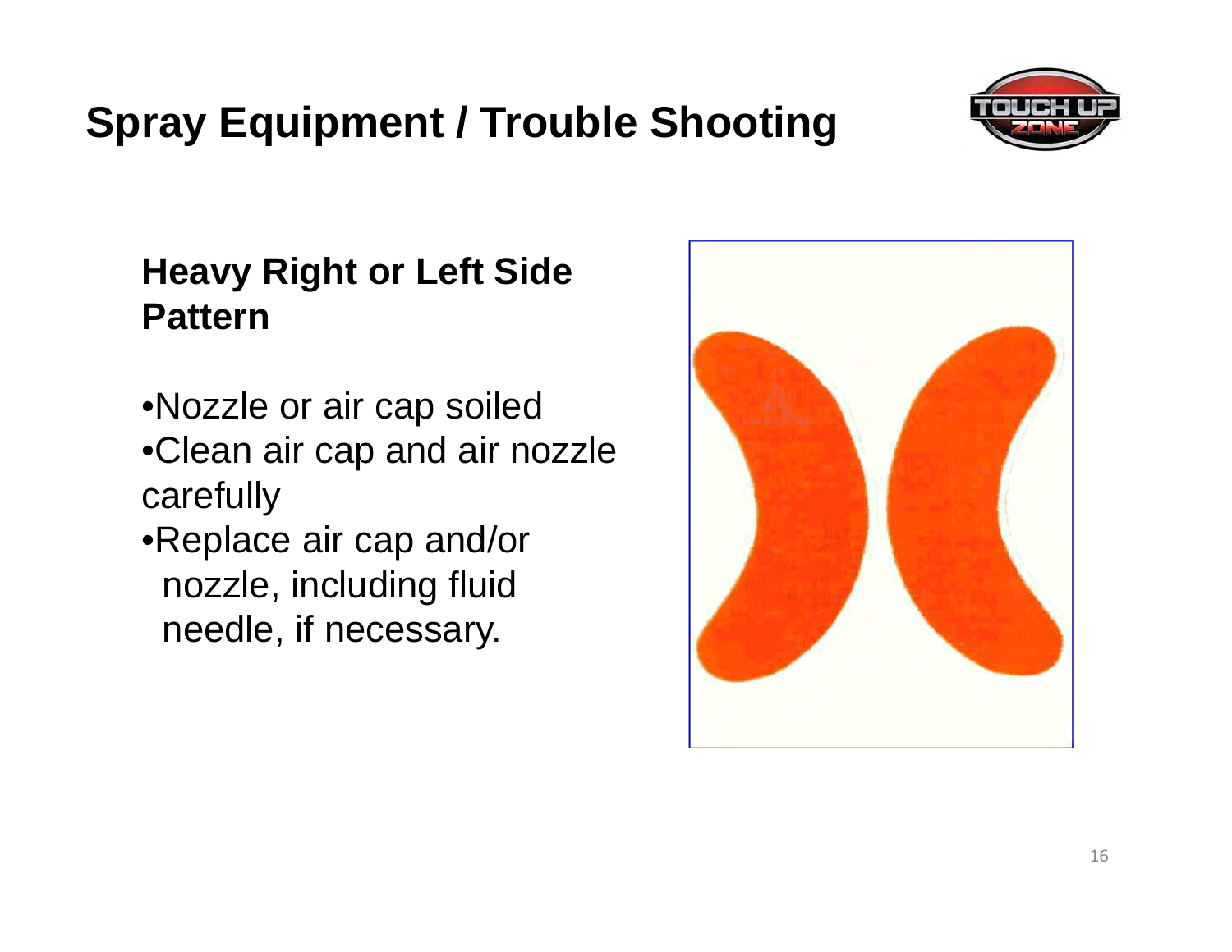# Spray Equipment / Trouble Shooting

## Heavy Right or Left Side Pattern

- Nozzle or air cap soiled
- Clean air cap and air nozzle carefully
- Replace air cap and/or nozzle, including fluid needle, if necessary.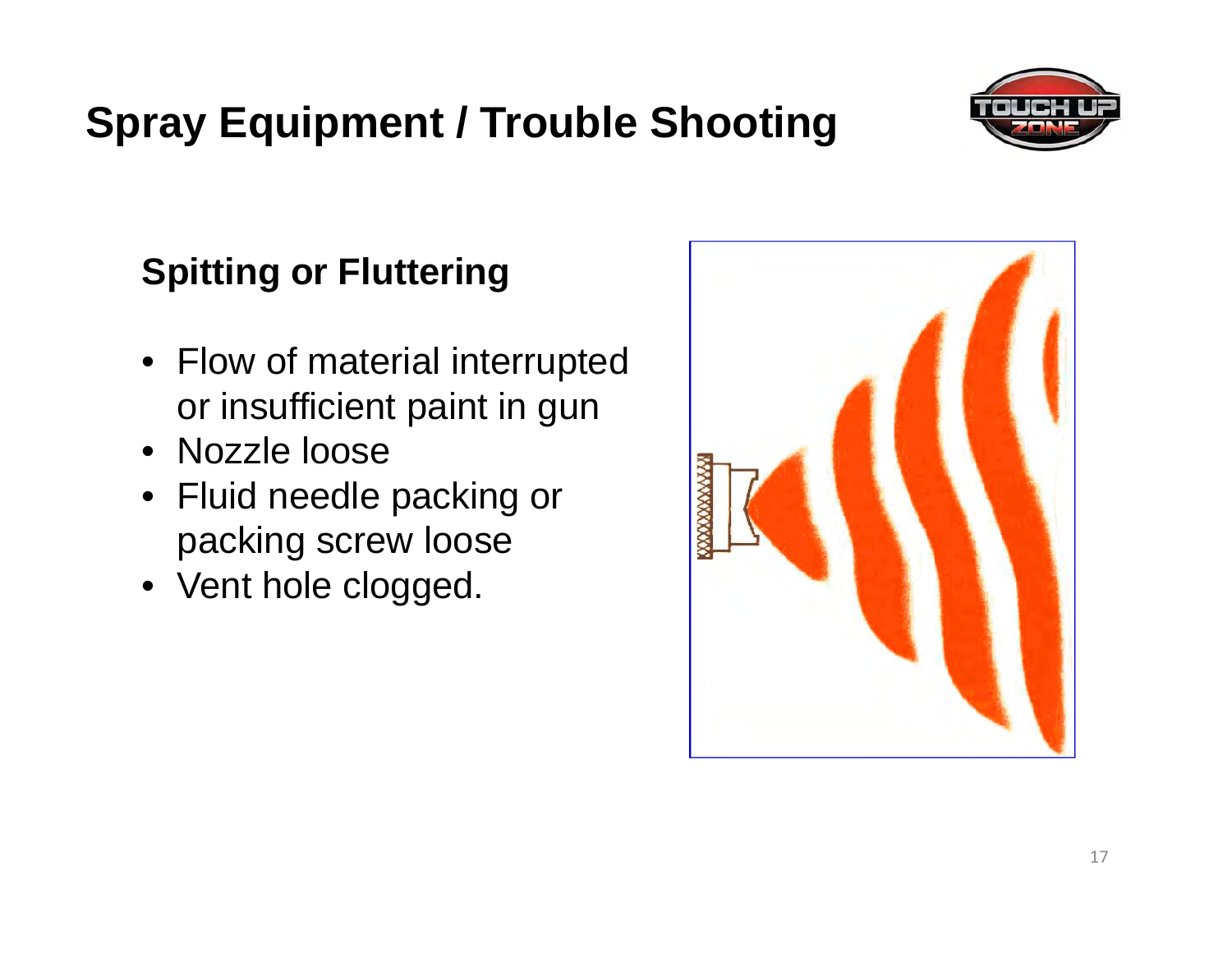# Spray Equipment / Trouble Shooting

## Spitting or Fluttering

- Flow of material interrupted or insufficient paint in gun
- Nozzle loose
- Fluid needle packing or packing screw loose
- Vent hole clogged.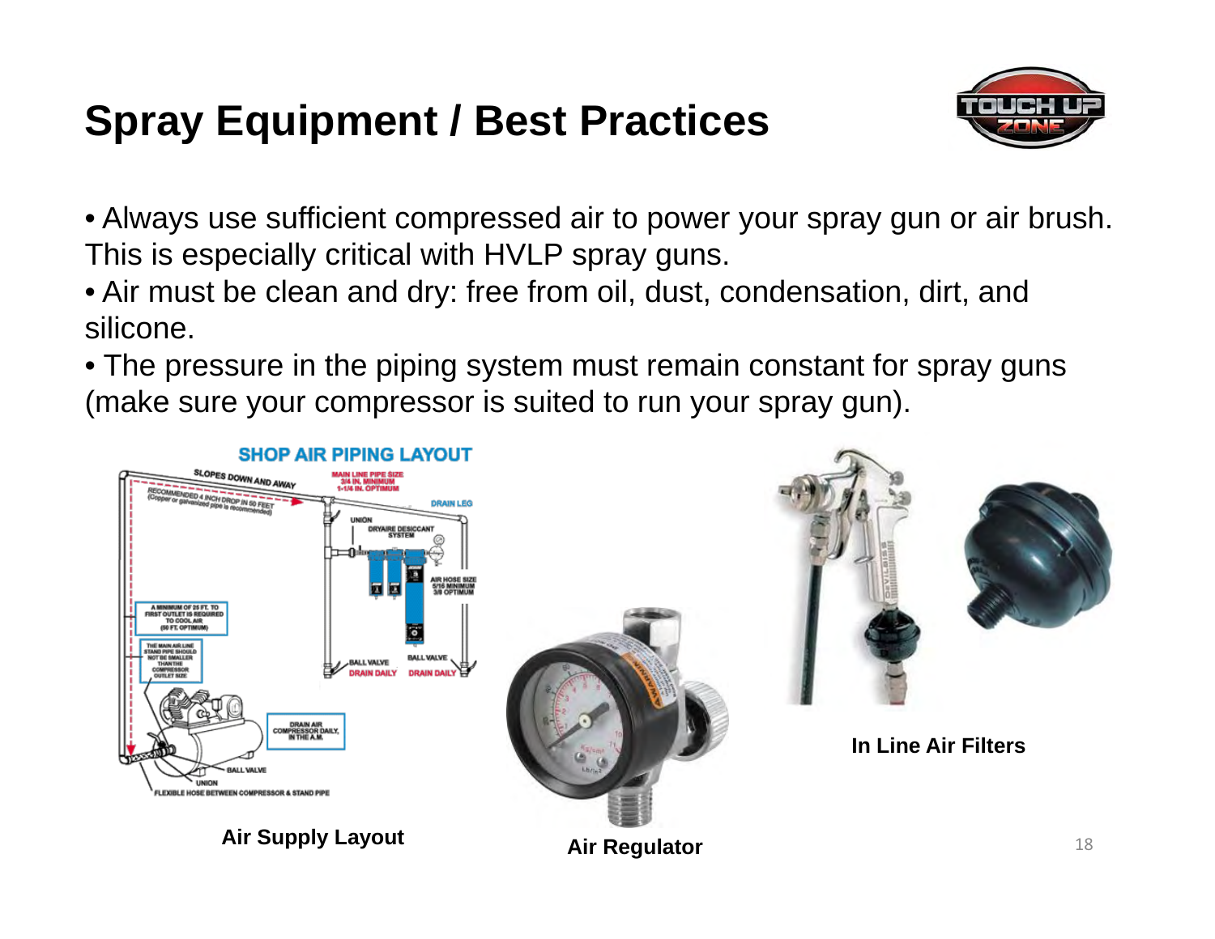# Spray Equipment / Best Practices

- Always use sufficient compressed air to power your spray gun or air brush. This is especially critical with HVLP spray guns.
- Air must be clean and dry: free from oil, dust, condensation, dirt, and silicone.
- The pressure in the piping system must remain constant for spray guns (make sure your compressor is suited to run your spray gun).

Air Supply Layout

Air Regulator

In Line Air Filters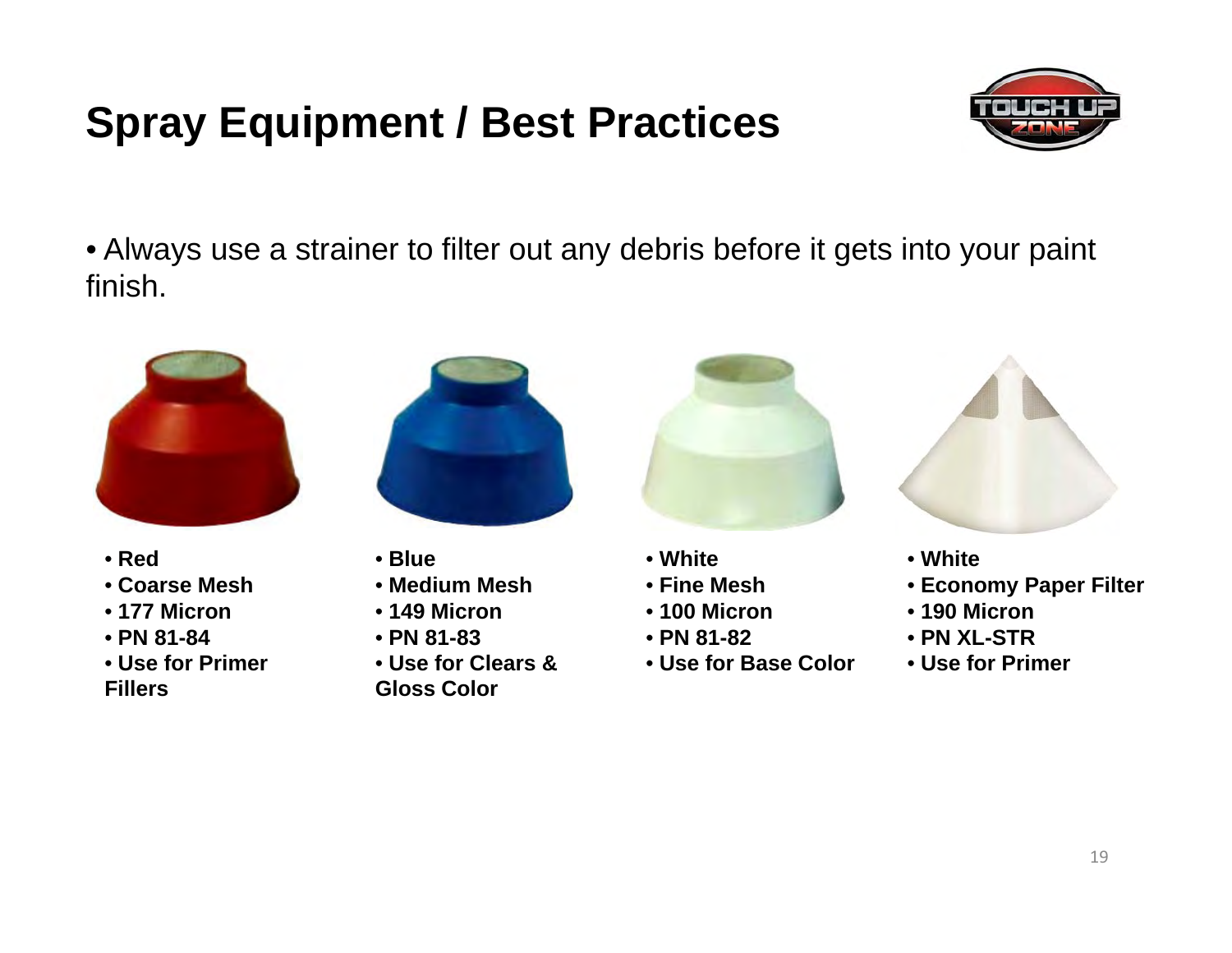# Spray Equipment / Best Practices

- Always use a strainer to filter out any debris before it gets into your paint finish.

- **Red**
- **Coarse Mesh**
- **177 Micron**
- **PN 81-84**
- **Use for Primer Fillers**

- **Blue**
- **Medium Mesh**
- **149 Micron**
- **PN 81-83**
- **Use for Clears & Gloss Color**

- **White**
- **Fine Mesh**
- **100 Micron**
- **PN 81-82**
- **Use for Base Color**

- **White**
- **Economy Paper Filter**
- **190 Micron**
- **PN XL-STR**
- **Use for Primer**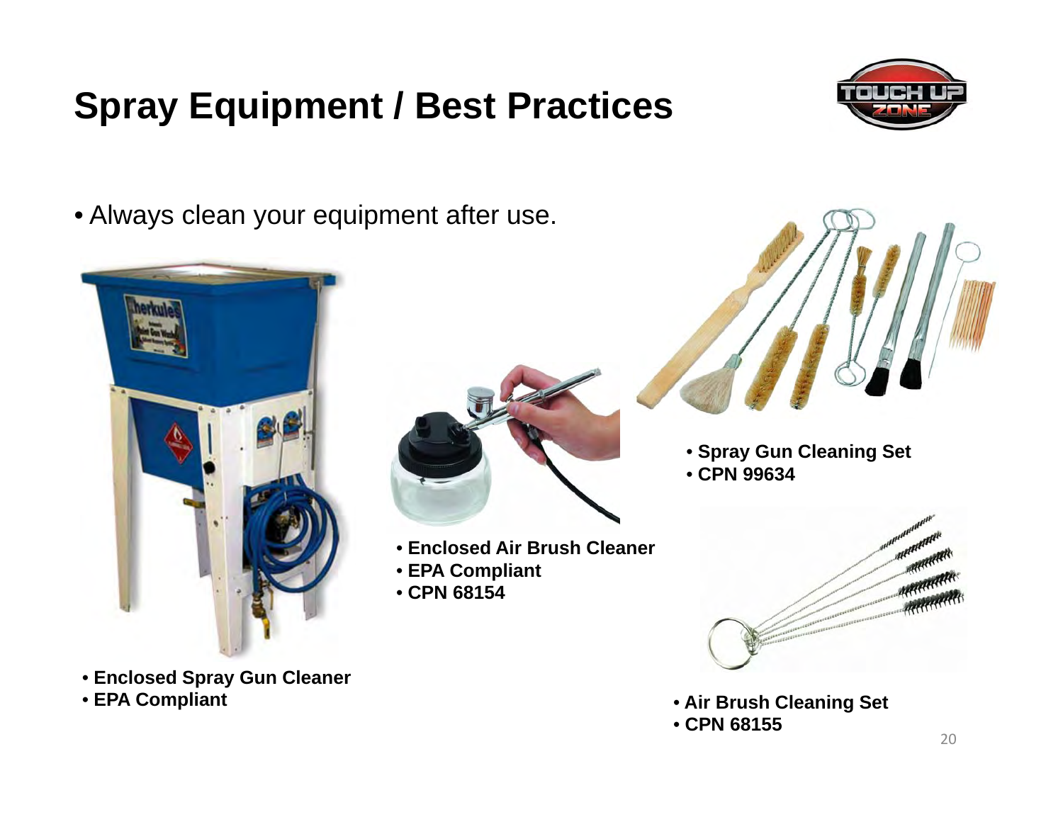# Spray Equipment / Best Practices

- Always clean your equipment after use.

- **Enclosed Spray Gun Cleaner**
- **EPA Compliant**

- **Enclosed Air Brush Cleaner**
- **EPA Compliant**
- **CPN 68154**

- **Spray Gun Cleaning Set**
- **CPN 99634**

- **Air Brush Cleaning Set**
- **CPN 68155**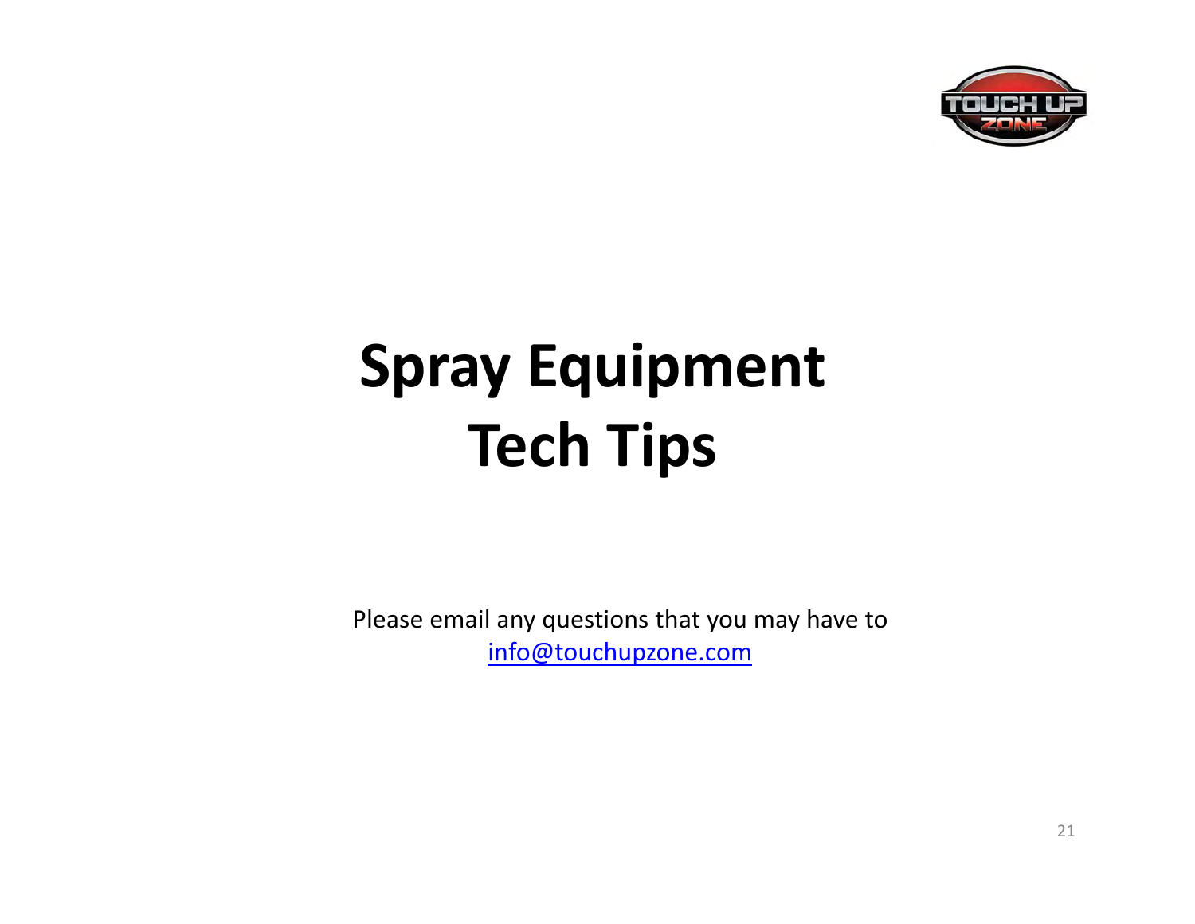# Spray Equipment Tech Tips

Please email any questions that you may have to info@touchupzone.com